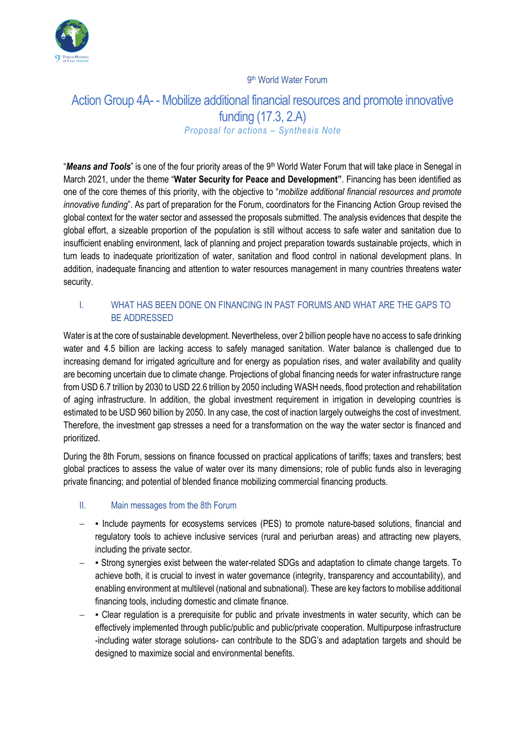9th World Water Forum

# Action Group 4A- - Mobilize additional financial resources and promote innovative funding (17.3, 2.A)

*Proposal for actions – Synthesis Note*

"***Means and Tools***" is one of the four priority areas of the 9th World Water Forum that will take place in Senegal in March 2021, under the theme "**Water Security for Peace and Development"**. Financing has been identified as one of the core themes of this priority, with the objective to "*mobilize additional financial resources and promote innovative funding*". As part of preparation for the Forum, coordinators for the Financing Action Group revised the global context for the water sector and assessed the proposals submitted. The analysis evidences that despite the global effort, a sizeable proportion of the population is still without access to safe water and sanitation due to insufficient enabling environment, lack of planning and project preparation towards sustainable projects, which in turn leads to inadequate prioritization of water, sanitation and flood control in national development plans. In addition, inadequate financing and attention to water resources management in many countries threatens water security.

## I. WHAT HAS BEEN DONE ON FINANCING IN PAST FORUMS AND WHAT ARE THE GAPS TO BE ADDRESSED

Water is at the core of sustainable development. Nevertheless, over 2 billion people have no access to safe drinking water and 4.5 billion are lacking access to safely managed sanitation. Water balance is challenged due to increasing demand for irrigated agriculture and for energy as population rises, and water availability and quality are becoming uncertain due to climate change. Projections of global financing needs for water infrastructure range from USD 6.7 trillion by 2030 to USD 22.6 trillion by 2050 including WASH needs, flood protection and rehabilitation of aging infrastructure. In addition, the global investment requirement in irrigation in developing countries is estimated to be USD 960 billion by 2050. In any case, the cost of inaction largely outweighs the cost of investment. Therefore, the investment gap stresses a need for a transformation on the way the water sector is financed and prioritized.

During the 8th Forum, sessions on finance focussed on practical applications of tariffs; taxes and transfers; best global practices to assess the value of water over its many dimensions; role of public funds also in leveraging private financing; and potential of blended finance mobilizing commercial financing products.

## II. Main messages from the 8th Forum

- ▪ Include payments for ecosystems services (PES) to promote nature-based solutions, financial and regulatory tools to achieve inclusive services (rural and periurban areas) and attracting new players, including the private sector.
- ▪ Strong synergies exist between the water-related SDGs and adaptation to climate change targets. To achieve both, it is crucial to invest in water governance (integrity, transparency and accountability), and enabling environment at multilevel (national and subnational). These are key factors to mobilise additional financing tools, including domestic and climate finance.
- ▪ Clear regulation is a prerequisite for public and private investments in water security, which can be effectively implemented through public/public and public/private cooperation. Multipurpose infrastructure -including water storage solutions- can contribute to the SDG's and adaptation targets and should be designed to maximize social and environmental benefits.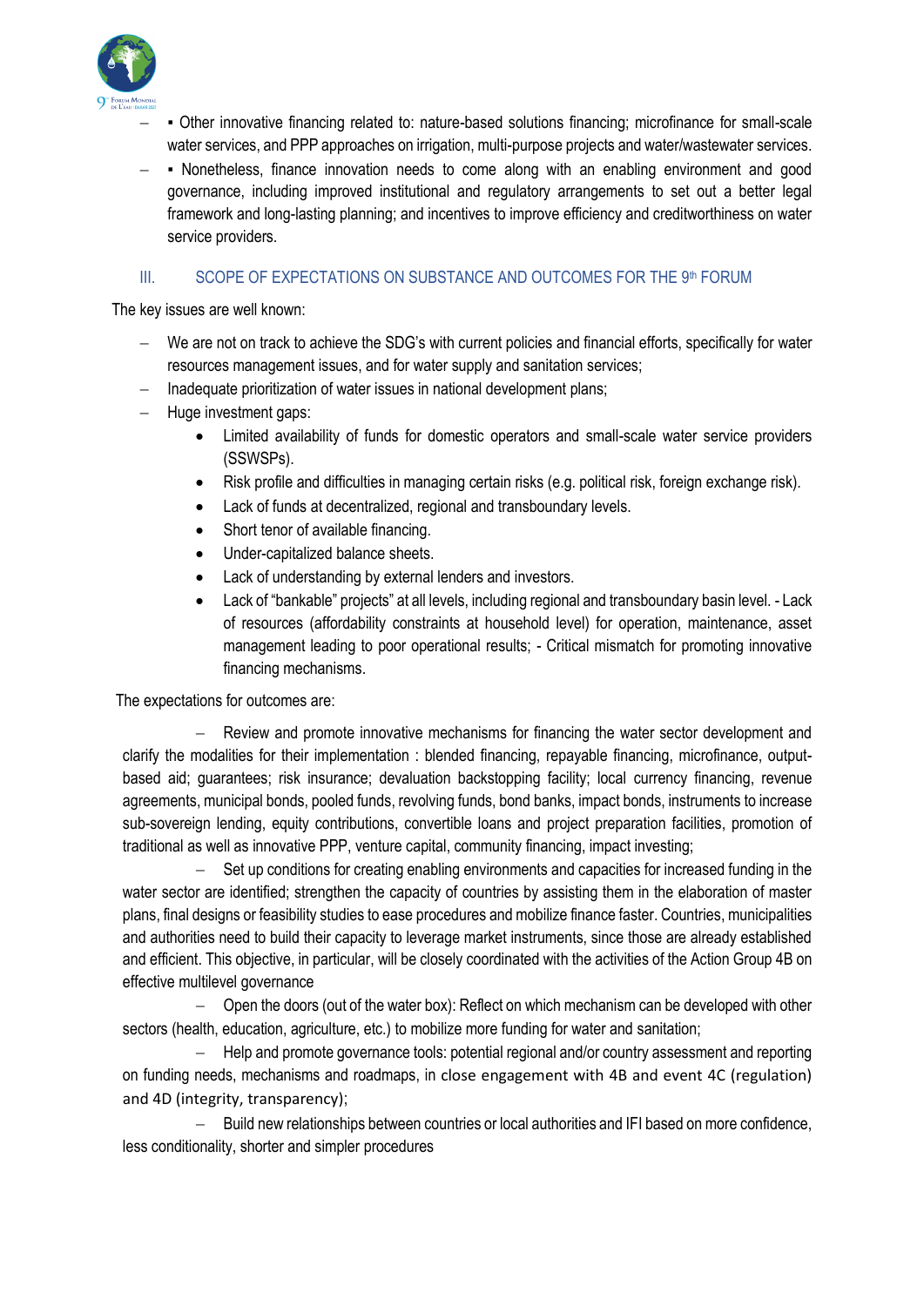- ▪ Other innovative financing related to: nature-based solutions financing; microfinance for small-scale water services, and PPP approaches on irrigation, multi-purpose projects and water/wastewater services.
- ▪ Nonetheless, finance innovation needs to come along with an enabling environment and good governance, including improved institutional and regulatory arrangements to set out a better legal framework and long-lasting planning; and incentives to improve efficiency and creditworthiness on water service providers.

## III. SCOPE OF EXPECTATIONS ON SUBSTANCE AND OUTCOMES FOR THE 9th FORUM

The key issues are well known:

- We are not on track to achieve the SDG's with current policies and financial efforts, specifically for water resources management issues, and for water supply and sanitation services;
- Inadequate prioritization of water issues in national development plans;
- Huge investment gaps:
  - Limited availability of funds for domestic operators and small-scale water service providers (SSWSPs).
  - Risk profile and difficulties in managing certain risks (e.g. political risk, foreign exchange risk).
  - Lack of funds at decentralized, regional and transboundary levels.
  - Short tenor of available financing.
  - Under-capitalized balance sheets.
  - Lack of understanding by external lenders and investors.
  - Lack of "bankable" projects" at all levels, including regional and transboundary basin level. - Lack of resources (affordability constraints at household level) for operation, maintenance, asset management leading to poor operational results; - Critical mismatch for promoting innovative financing mechanisms.

The expectations for outcomes are:

- Review and promote innovative mechanisms for financing the water sector development and clarify the modalities for their implementation : blended financing, repayable financing, microfinance, output-based aid; guarantees; risk insurance; devaluation backstopping facility; local currency financing, revenue agreements, municipal bonds, pooled funds, revolving funds, bond banks, impact bonds, instruments to increase sub-sovereign lending, equity contributions, convertible loans and project preparation facilities, promotion of traditional as well as innovative PPP, venture capital, community financing, impact investing;
- Set up conditions for creating enabling environments and capacities for increased funding in the water sector are identified; strengthen the capacity of countries by assisting them in the elaboration of master plans, final designs or feasibility studies to ease procedures and mobilize finance faster. Countries, municipalities and authorities need to build their capacity to leverage market instruments, since those are already established and efficient. This objective, in particular, will be closely coordinated with the activities of the Action Group 4B on effective multilevel governance
- Open the doors (out of the water box): Reflect on which mechanism can be developed with other sectors (health, education, agriculture, etc.) to mobilize more funding for water and sanitation;
- Help and promote governance tools: potential regional and/or country assessment and reporting on funding needs, mechanisms and roadmaps, in close engagement with 4B and event 4C (regulation) and 4D (integrity, transparency);
- Build new relationships between countries or local authorities and IFI based on more confidence, less conditionality, shorter and simpler procedures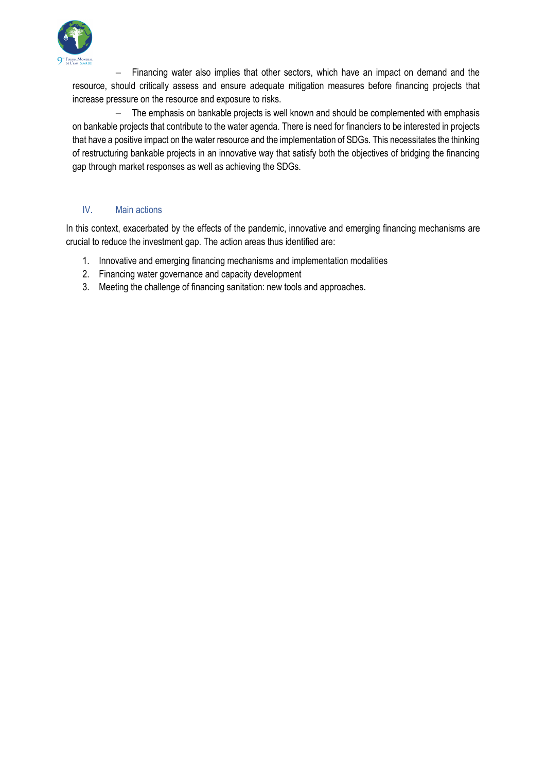- Financing water also implies that other sectors, which have an impact on demand and the resource, should critically assess and ensure adequate mitigation measures before financing projects that increase pressure on the resource and exposure to risks.
- The emphasis on bankable projects is well known and should be complemented with emphasis on bankable projects that contribute to the water agenda. There is need for financiers to be interested in projects that have a positive impact on the water resource and the implementation of SDGs. This necessitates the thinking of restructuring bankable projects in an innovative way that satisfy both the objectives of bridging the financing gap through market responses as well as achieving the SDGs.

## IV. Main actions

In this context, exacerbated by the effects of the pandemic, innovative and emerging financing mechanisms are crucial to reduce the investment gap. The action areas thus identified are:

1. Innovative and emerging financing mechanisms and implementation modalities
2. Financing water governance and capacity development
3. Meeting the challenge of financing sanitation: new tools and approaches.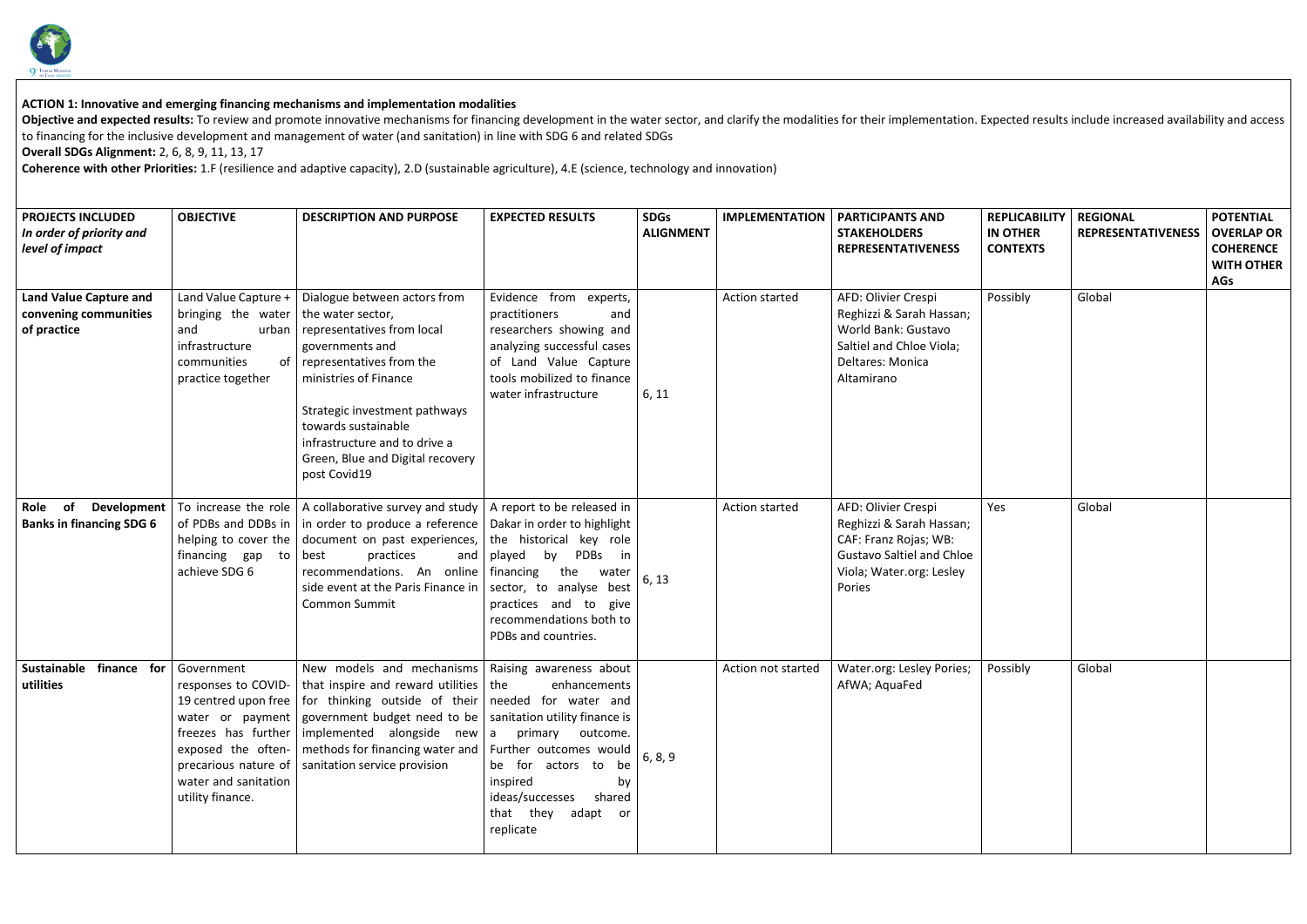**ACTION 1: Innovative and emerging financing mechanisms and implementation modalities**

**Objective and expected results:** To review and promote innovative mechanisms for financing development in the water sector, and clarify the modalities for their implementation. Expected results include increased availability and access to financing for the inclusive development and management of water (and sanitation) in line with SDG 6 and related SDGs

**Overall SDGs Alignment:** 2, 6, 8, 9, 11, 13, 17

**Coherence with other Priorities:** 1.F (resilience and adaptive capacity), 2.D (sustainable agriculture), 4.E (science, technology and innovation)

| **PROJECTS INCLUDED** *In order of priority and level of impact* | **OBJECTIVE** | **DESCRIPTION AND PURPOSE** | **EXPECTED RESULTS** | **SDGs ALIGNMENT** | **IMPLEMENTATION** | **PARTICIPANTS AND STAKEHOLDERS REPRESENTATIVENESS** | **REPLICABILITY IN OTHER CONTEXTS** | **REGIONAL REPRESENTATIVENESS** | **POTENTIAL OVERLAP OR COHERENCE WITH OTHER AGs** |
|---|---|---|---|---|---|---|---|---|---|
| **Land Value Capture and convening communities of practice** | Land Value Capture + bringing the water and urban infrastructure communities of practice together | Dialogue between actors from the water sector, representatives from local governments and representatives from the ministries of Finance<br><br>Strategic investment pathways towards sustainable infrastructure and to drive a Green, Blue and Digital recovery post Covid19 | Evidence from experts, practitioners and researchers showing and analyzing successful cases of Land Value Capture tools mobilized to finance water infrastructure | 6, 11 | Action started | AFD: Olivier Crespi Reghizzi & Sarah Hassan; World Bank: Gustavo Saltiel and Chloe Viola; Deltares: Monica Altamirano | Possibly | Global | |
| **Role of Development Banks in financing SDG 6** | To increase the role of PDBs and DDBs in helping to cover the financing gap to achieve SDG 6 | A collaborative survey and study in order to produce a reference document on past experiences, best practices and recommendations. An online side event at the Paris Finance in Common Summit | A report to be released in Dakar in order to highlight the historical key role played by PDBs in financing the water sector, to analyse best practices and to give recommendations both to PDBs and countries. | 6, 13 | Action started | AFD: Olivier Crespi Reghizzi & Sarah Hassan; CAF: Franz Rojas; WB: Gustavo Saltiel and Chloe Viola; Water.org: Lesley Pories | Yes | Global | |
| **Sustainable finance for utilities** | Government responses to COVID-19 centred upon free water or payment freezes has further exposed the often-precarious nature of water and sanitation utility finance. | New models and mechanisms that inspire and reward utilities for thinking outside of their government budget need to be implemented alongside new methods for financing water and sanitation service provision | Raising awareness about the enhancements needed for water and sanitation utility finance is a primary outcome. Further outcomes would be for actors to be inspired by ideas/successes shared that they adapt or replicate | 6, 8, 9 | Action not started | Water.org: Lesley Pories; AfWA; AquaFed | Possibly | Global | |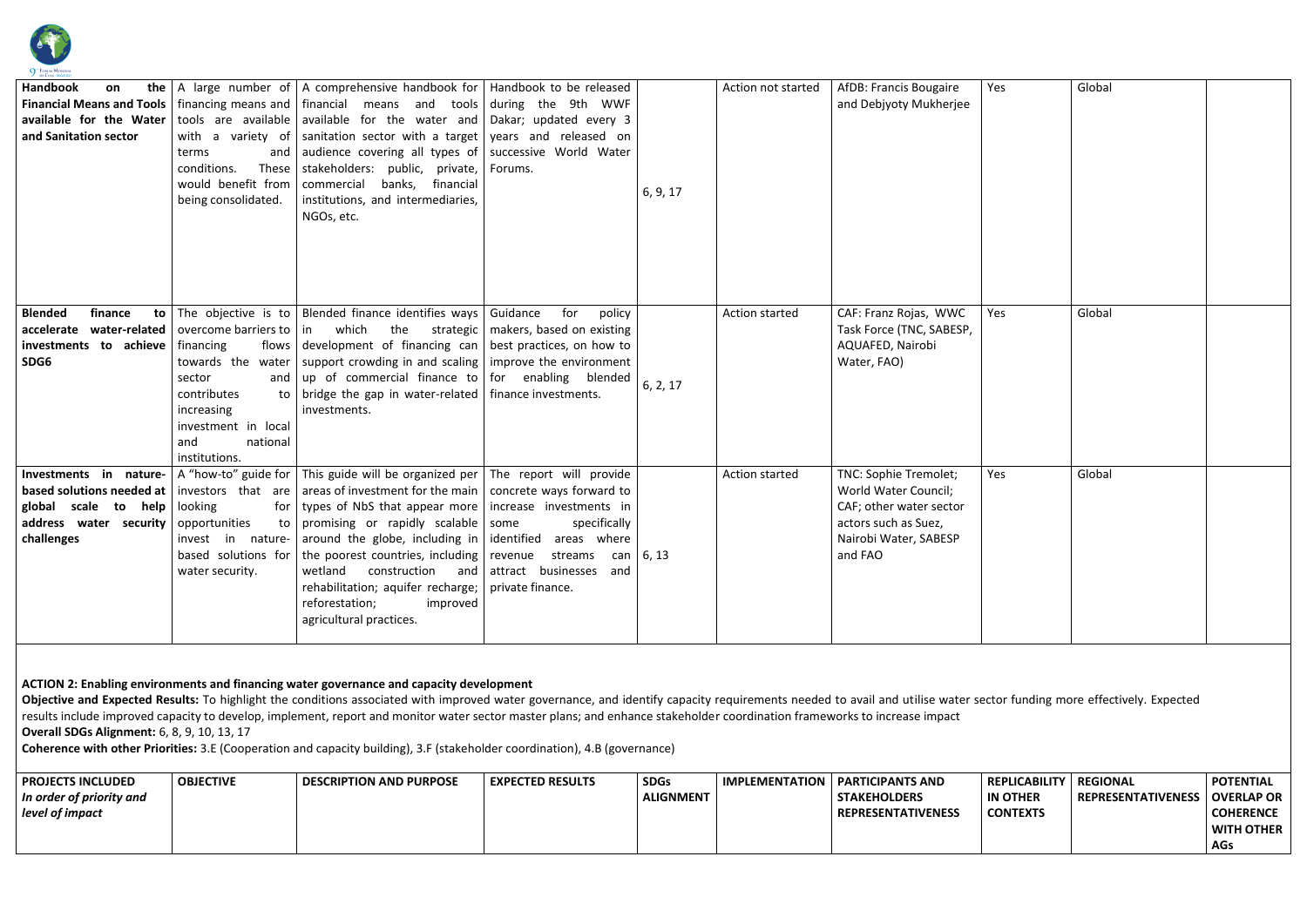| Handbook on the Financial Means and Tools available for the Water and Sanitation sector | A large number of financing means and tools are available with a variety of terms and conditions. These would benefit from being consolidated. | A comprehensive handbook for financial means and tools available for the water and sanitation sector with a target audience covering all types of stakeholders: public, private, commercial banks, financial institutions, and intermediaries, NGOs, etc. | Handbook to be released during the 9th WWF Dakar; updated every 3 years and released on successive World Water Forums. | 6, 9, 17 | Action not started | AfDB: Francis Bougaire and Debjyoty Mukherjee | Yes | Global | |
|---|---|---|---|---|---|---|---|---|---|
| Blended finance to accelerate water-related investments to achieve SDG6 | The objective is to overcome barriers to financing flows towards the water sector and contributes to increasing investment in local and national institutions. | Blended finance identifies ways in which the strategic development of financing can support crowding in and scaling up of commercial finance to bridge the gap in water-related investments. | Guidance for policy makers, based on existing best practices, on how to improve the environment for enabling blended finance investments. | 6, 2, 17 | Action started | CAF: Franz Rojas, WWC Task Force (TNC, SABESP, AQUAFED, Nairobi Water, FAO) | Yes | Global | |
| Investments in nature-based solutions needed at global scale to help address water security challenges | A "how-to" guide for investors that are looking for opportunities to invest in nature-based solutions for water security. | This guide will be organized per areas of investment for the main types of NbS that appear more promising or rapidly scalable around the globe, including in the poorest countries, including wetland construction and rehabilitation; aquifer recharge; reforestation; improved agricultural practices. | The report will provide concrete ways forward to increase investments in some specifically identified areas where revenue streams can attract businesses and private finance. | 6, 13 | Action started | TNC: Sophie Tremolet; World Water Council; CAF; other water sector actors such as Suez, Nairobi Water, SABESP and FAO | Yes | Global | |

**ACTION 2: Enabling environments and financing water governance and capacity development**

**Objective and Expected Results:** To highlight the conditions associated with improved water governance, and identify capacity requirements needed to avail and utilise water sector funding more effectively. Expected results include improved capacity to develop, implement, report and monitor water sector master plans; and enhance stakeholder coordination frameworks to increase impact

**Overall SDGs Alignment:** 6, 8, 9, 10, 13, 17

**Coherence with other Priorities:** 3.E (Cooperation and capacity building), 3.F (stakeholder coordination), 4.B (governance)

| **PROJECTS INCLUDED** *In order of priority and level of impact* | **OBJECTIVE** | **DESCRIPTION AND PURPOSE** | **EXPECTED RESULTS** | **SDGs ALIGNMENT** | **IMPLEMENTATION** | **PARTICIPANTS AND STAKEHOLDERS REPRESENTATIVENESS** | **REPLICABILITY IN OTHER CONTEXTS** | **REGIONAL REPRESENTATIVENESS** | **POTENTIAL OVERLAP OR COHERENCE WITH OTHER AGs** |
|---|---|---|---|---|---|---|---|---|---|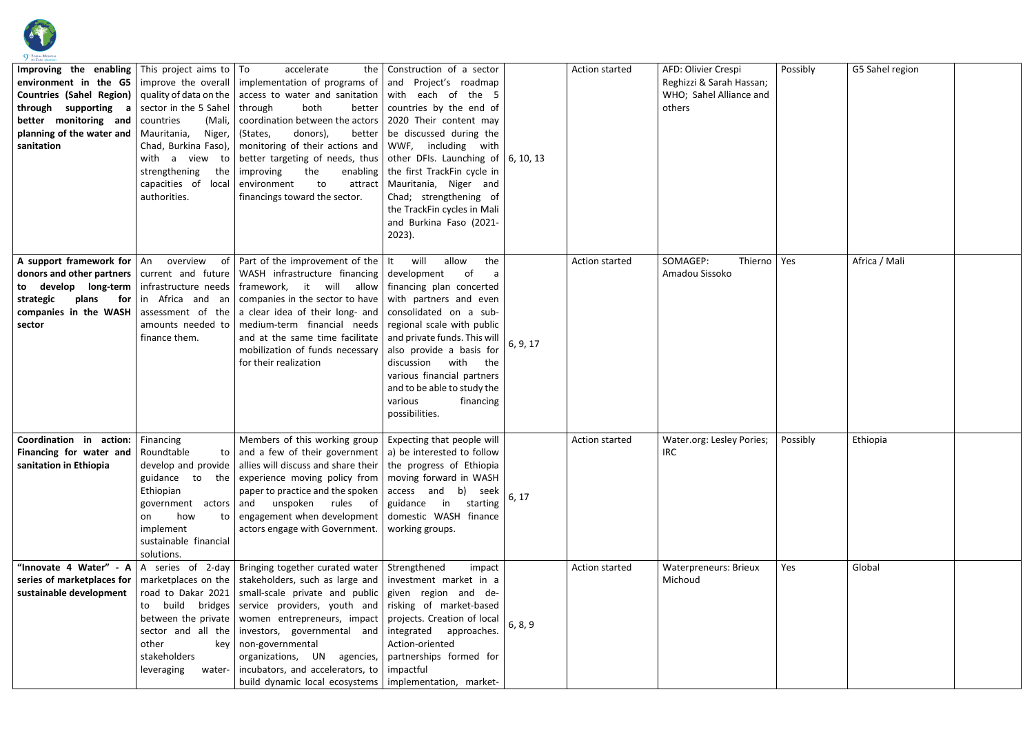| | | | | | | | | | |
|---|---|---|---|---|---|---|---|---|---|
| **Improving the enabling environment in the G5 Countries (Sahel Region) through supporting a better monitoring and planning of the water and sanitation** | This project aims to improve the overall quality of data on the sector in the 5 Sahel countries (Mali, Mauritania, Niger, Chad, Burkina Faso), with a view to strengthening the capacities of local authorities. | To accelerate the implementation of programs of access to water and sanitation through both better coordination between the actors (States, donors), better monitoring of their actions and better targeting of needs, thus improving the enabling environment to attract financings toward the sector. | Construction of a sector and Project's roadmap with each of the 5 countries by the end of 2020 Their content may be discussed during the WWF, including with other DFIs. Launching of the first TrackFin cycle in Mauritania, Niger and Chad; strengthening of the TrackFin cycles in Mali and Burkina Faso (2021-2023). | 6, 10, 13 | Action started | AFD: Olivier Crespi Reghizzi & Sarah Hassan; WHO; Sahel Alliance and others | Possibly | G5 Sahel region | |
| **A support framework for donors and other partners to develop long-term strategic plans for companies in the WASH sector** | An overview of current and future infrastructure needs in Africa and an assessment of the amounts needed to finance them. | Part of the improvement of the WASH infrastructure financing framework, it will allow companies in the sector to have a clear idea of their long- and medium-term financial needs and at the same time facilitate mobilization of funds necessary for their realization | It will allow the development of a financing plan concerted with partners and even consolidated on a sub-regional scale with public and private funds. This will also provide a basis for discussion with the various financial partners and to be able to study the various financing possibilities. | 6, 9, 17 | Action started | SOMAGEP: Thierno Amadou Sissoko | Yes | Africa / Mali | |
| **Coordination in action: Financing for water and sanitation in Ethiopia** | Financing Roundtable to develop and provide guidance to the Ethiopian government actors on how to implement sustainable financial solutions. | Members of this working group and a few of their government allies will discuss and share their experience moving policy from paper to practice and the spoken and unspoken rules of engagement when development actors engage with Government. | Expecting that people will a) be interested to follow the progress of Ethiopia moving forward in WASH access and b) seek guidance in starting domestic WASH finance working groups. | 6, 17 | Action started | Water.org: Lesley Pories; IRC | Possibly | Ethiopia | |
| **"Innovate 4 Water" - A series of marketplaces for sustainable development** | A series of 2-day marketplaces on the road to Dakar 2021 to build bridges between the private sector and all the other key stakeholders leveraging water- | Bringing together curated water stakeholders, such as large and small-scale private and public service providers, youth and women entrepreneurs, impact investors, governmental and non-governmental organizations, UN agencies, incubators, and accelerators, to build dynamic local ecosystems | Strengthened impact investment market in a given region and de-risking of market-based projects. Creation of local integrated approaches. Action-oriented partnerships formed for impactful implementation, market- | 6, 8, 9 | Action started | Waterpreneurs: Brieux Michoud | Yes | Global | |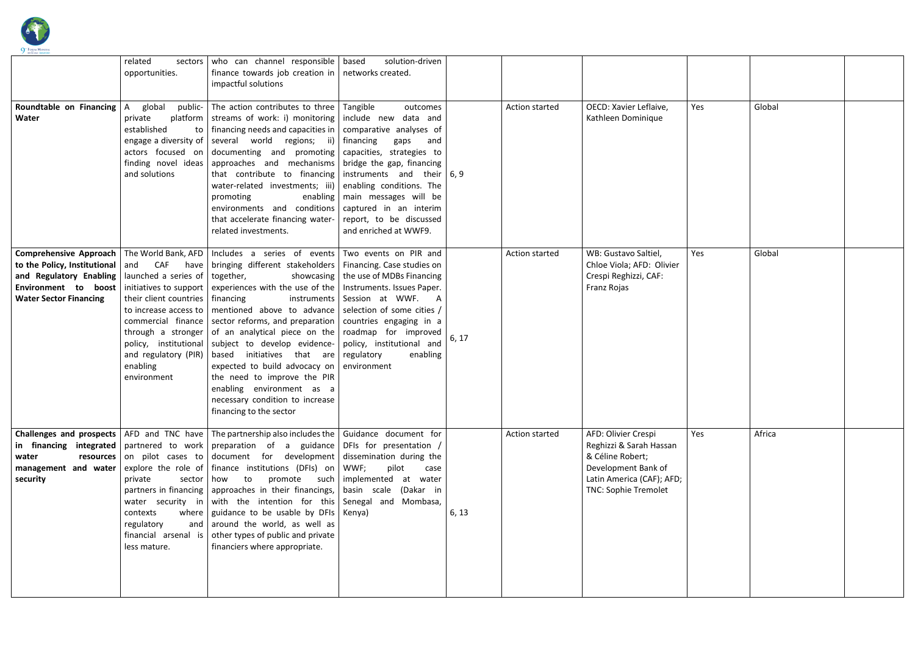| | related sectors opportunities. | who can channel responsible finance towards job creation in impactful solutions | based solution-driven networks created. | | | | | | |
|---|---|---|---|---|---|---|---|---|---|
| **Roundtable on Financing Water** | A global public-private platform established to engage a diversity of actors focused on finding novel ideas and solutions | The action contributes to three streams of work: i) monitoring financing needs and capacities in several world regions; ii) documenting and promoting approaches and mechanisms that contribute to financing water-related investments; iii) promoting enabling environments and conditions that accelerate financing water-related investments. | Tangible outcomes include new data and comparative analyses of financing gaps and capacities, strategies to bridge the gap, financing instruments and their enabling conditions. The main messages will be captured in an interim report, to be discussed and enriched at WWF9. | 6, 9 | Action started | OECD: Xavier Leflaive, Kathleen Dominique | Yes | Global | |
| **Comprehensive Approach to the Policy, Institutional and Regulatory Enabling Environment to boost Water Sector Financing** | The World Bank, AFD and CAF have launched a series of initiatives to support their client countries to increase access to commercial finance through a stronger policy, institutional and regulatory (PIR) enabling environment | Includes a series of events bringing different stakeholders together, showcasing experiences with the use of the financing instruments mentioned above to advance sector reforms, and preparation of an analytical piece on the subject to develop evidence-based initiatives that are expected to build advocacy on the need to improve the PIR enabling environment as a necessary condition to increase financing to the sector | Two events on PIR and Financing. Case studies on the use of MDBs Financing Instruments. Issues Paper. Session at WWF. A selection of some cities / countries engaging in a roadmap for improved policy, institutional and regulatory enabling environment | 6, 17 | Action started | WB: Gustavo Saltiel, Chloe Viola; AFD: Olivier Crespi Reghizzi, CAF: Franz Rojas | Yes | Global | |
| **Challenges and prospects in financing integrated water resources management and water security** | AFD and TNC have partnered to work on pilot cases to explore the role of private sector partners in financing water security in contexts where regulatory and financial arsenal is less mature. | The partnership also includes the preparation of a guidance document for development finance institutions (DFIs) on how to promote such approaches in their financings, with the intention for this guidance to be usable by DFIs around the world, as well as other types of public and private financiers where appropriate. | Guidance document for DFIs for presentation / dissemination during the WWF; pilot case implemented at water basin scale (Dakar in Senegal and Mombasa, Kenya) | 6, 13 | Action started | AFD: Olivier Crespi Reghizzi & Sarah Hassan & Céline Robert; Development Bank of Latin America (CAF); AFD; TNC: Sophie Tremolet | Yes | Africa | |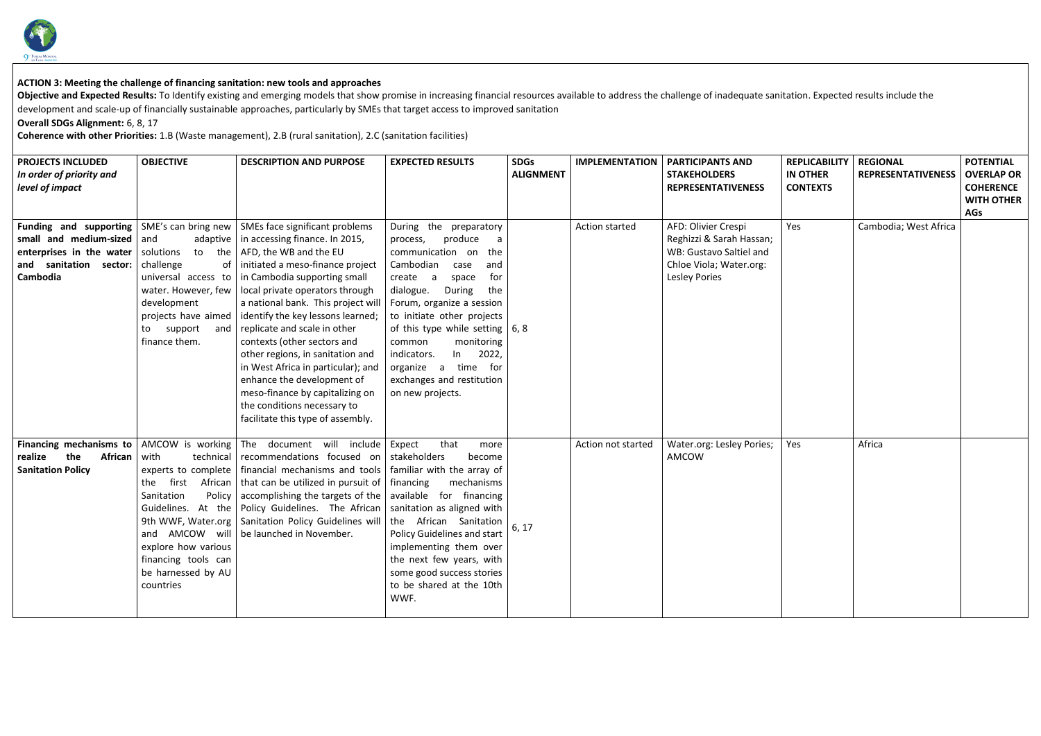**ACTION 3: Meeting the challenge of financing sanitation: new tools and approaches**

**Objective and Expected Results:** To Identify existing and emerging models that show promise in increasing financial resources available to address the challenge of inadequate sanitation. Expected results include the development and scale-up of financially sustainable approaches, particularly by SMEs that target access to improved sanitation

**Overall SDGs Alignment:** 6, 8, 17

**Coherence with other Priorities:** 1.B (Waste management), 2.B (rural sanitation), 2.C (sanitation facilities)

| **PROJECTS INCLUDED** *In order of priority and level of impact* | **OBJECTIVE** | **DESCRIPTION AND PURPOSE** | **EXPECTED RESULTS** | **SDGs ALIGNMENT** | **IMPLEMENTATION** | **PARTICIPANTS AND STAKEHOLDERS REPRESENTATIVENESS** | **REPLICABILITY IN OTHER CONTEXTS** | **REGIONAL REPRESENTATIVENESS** | **POTENTIAL OVERLAP OR COHERENCE WITH OTHER AGs** |
|---|---|---|---|---|---|---|---|---|---|
| **Funding and supporting small and medium-sized enterprises in the water and sanitation sector: Cambodia** | SME's can bring new and adaptive solutions to the challenge of universal access to water. However, few development projects have aimed to support and finance them. | SMEs face significant problems in accessing finance. In 2015, AFD, the WB and the EU initiated a meso-finance project in Cambodia supporting small local private operators through a national bank. This project will identify the key lessons learned; replicate and scale in other contexts (other sectors and other regions, in sanitation and in West Africa in particular); and enhance the development of meso-finance by capitalizing on the conditions necessary to facilitate this type of assembly. | During the preparatory process, produce a communication on the Cambodian case and create a space for dialogue. During the Forum, organize a session to initiate other projects of this type while setting common monitoring indicators. In 2022, organize a time for exchanges and restitution on new projects. | 6, 8 | Action started | AFD: Olivier Crespi Reghizzi & Sarah Hassan; WB: Gustavo Saltiel and Chloe Viola; Water.org: Lesley Pories | Yes | Cambodia; West Africa | |
| **Financing mechanisms to realize the African Sanitation Policy** | AMCOW is working with technical experts to complete the first African Sanitation Policy Guidelines. At the 9th WWF, Water.org and AMCOW will explore how various financing tools can be harnessed by AU countries | The document will include recommendations focused on financial mechanisms and tools that can be utilized in pursuit of accomplishing the targets of the Policy Guidelines. The African Sanitation Policy Guidelines will be launched in November. | Expect that more stakeholders become familiar with the array of financing mechanisms available for financing sanitation as aligned with the African Sanitation Policy Guidelines and start implementing them over the next few years, with some good success stories to be shared at the 10th WWF. | 6, 17 | Action not started | Water.org: Lesley Pories; AMCOW | Yes | Africa | |